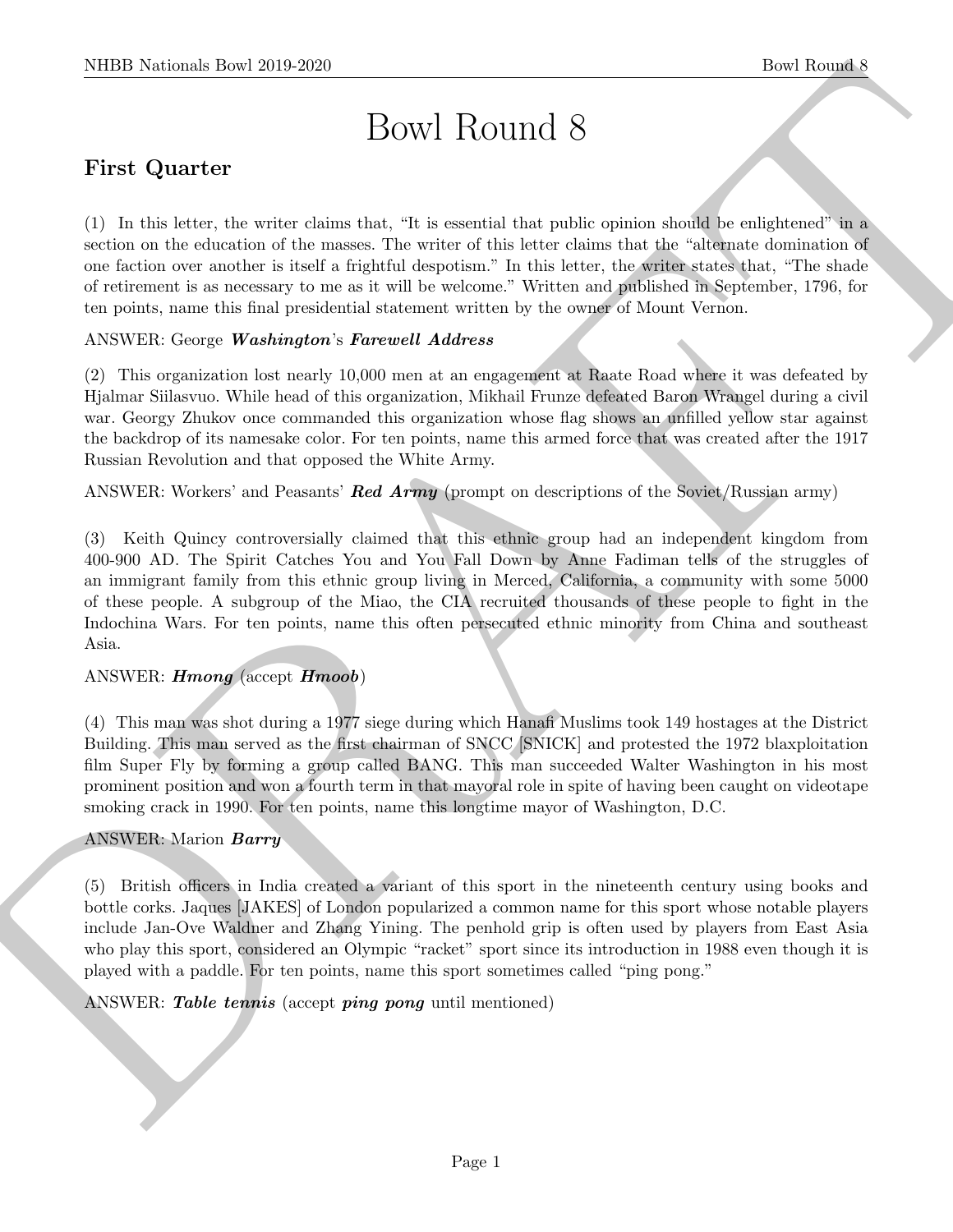# Bowl Round 8

## First Quarter

(1) In this letter, the writer claims that, "It is essential that public opinion should be enlightened" in a section on the education of the masses. The writer of this letter claims that the "alternate domination of one faction over another is itself a frightful despotism." In this letter, the writer states that, "The shade of retirement is as necessary to me as it will be welcome." Written and published in September, 1796, for ten points, name this final presidential statement written by the owner of Mount Vernon.

ANSWER: George ***Washington***'s ***Farewell Address***

(2) This organization lost nearly 10,000 men at an engagement at Raate Road where it was defeated by Hjalmar Siilasvuo. While head of this organization, Mikhail Frunze defeated Baron Wrangel during a civil war. Georgy Zhukov once commanded this organization whose flag shows an unfilled yellow star against the backdrop of its namesake color. For ten points, name this armed force that was created after the 1917 Russian Revolution and that opposed the White Army.

ANSWER: Workers' and Peasants' ***Red Army*** (prompt on descriptions of the Soviet/Russian army)

(3) Keith Quincy controversially claimed that this ethnic group had an independent kingdom from 400-900 AD. The Spirit Catches You and You Fall Down by Anne Fadiman tells of the struggles of an immigrant family from this ethnic group living in Merced, California, a community with some 5000 of these people. A subgroup of the Miao, the CIA recruited thousands of these people to fight in the Indochina Wars. For ten points, name this often persecuted ethnic minority from China and southeast Asia.

ANSWER: ***Hmong*** (accept ***Hmoob***)

(4) This man was shot during a 1977 siege during which Hanafi Muslims took 149 hostages at the District Building. This man served as the first chairman of SNCC [SNICK] and protested the 1972 blaxploitation film Super Fly by forming a group called BANG. This man succeeded Walter Washington in his most prominent position and won a fourth term in that mayoral role in spite of having been caught on videotape smoking crack in 1990. For ten points, name this longtime mayor of Washington, D.C.

ANSWER: Marion ***Barry***

(5) British officers in India created a variant of this sport in the nineteenth century using books and bottle corks. Jaques [JAKES] of London popularized a common name for this sport whose notable players include Jan-Ove Waldner and Zhang Yining. The penhold grip is often used by players from East Asia who play this sport, considered an Olympic "racket" sport since its introduction in 1988 even though it is played with a paddle. For ten points, name this sport sometimes called "ping pong."

ANSWER: ***Table tennis*** (accept ***ping pong*** until mentioned)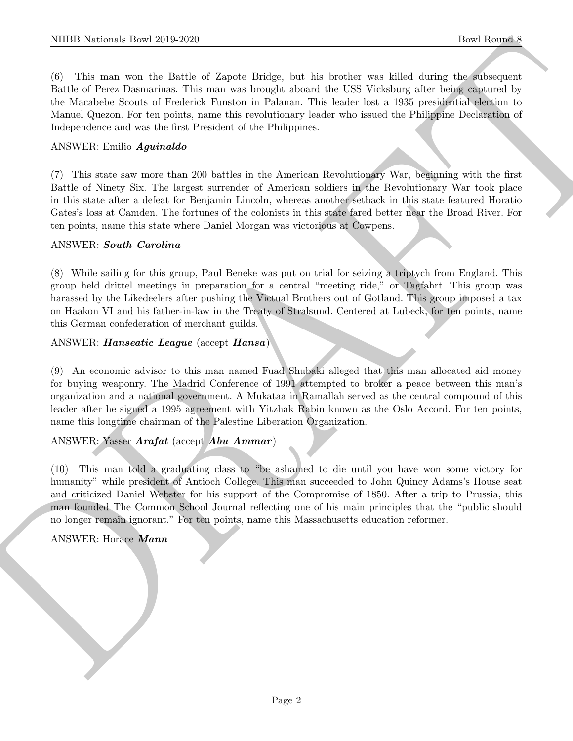(6) This man won the Battle of Zapote Bridge, but his brother was killed during the subsequent Battle of Perez Dasmarinas. This man was brought aboard the USS Vicksburg after being captured by the Macabebe Scouts of Frederick Funston in Palanan. This leader lost a 1935 presidential election to Manuel Quezon. For ten points, name this revolutionary leader who issued the Philippine Declaration of Independence and was the first President of the Philippines.

ANSWER: Emilio ***Aguinaldo***

(7) This state saw more than 200 battles in the American Revolutionary War, beginning with the first Battle of Ninety Six. The largest surrender of American soldiers in the Revolutionary War took place in this state after a defeat for Benjamin Lincoln, whereas another setback in this state featured Horatio Gates's loss at Camden. The fortunes of the colonists in this state fared better near the Broad River. For ten points, name this state where Daniel Morgan was victorious at Cowpens.

ANSWER: ***South Carolina***

(8) While sailing for this group, Paul Beneke was put on trial for seizing a triptych from England. This group held drittel meetings in preparation for a central "meeting ride," or Tagfahrt. This group was harassed by the Likedeelers after pushing the Victual Brothers out of Gotland. This group imposed a tax on Haakon VI and his father-in-law in the Treaty of Stralsund. Centered at Lubeck, for ten points, name this German confederation of merchant guilds.

ANSWER: ***Hanseatic League*** (accept ***Hansa***)

(9) An economic advisor to this man named Fuad Shubaki alleged that this man allocated aid money for buying weaponry. The Madrid Conference of 1991 attempted to broker a peace between this man's organization and a national government. A Mukataa in Ramallah served as the central compound of this leader after he signed a 1995 agreement with Yitzhak Rabin known as the Oslo Accord. For ten points, name this longtime chairman of the Palestine Liberation Organization.

ANSWER: Yasser ***Arafat*** (accept ***Abu Ammar***)

(10) This man told a graduating class to "be ashamed to die until you have won some victory for humanity" while president of Antioch College. This man succeeded to John Quincy Adams's House seat and criticized Daniel Webster for his support of the Compromise of 1850. After a trip to Prussia, this man founded The Common School Journal reflecting one of his main principles that the "public should no longer remain ignorant." For ten points, name this Massachusetts education reformer.

ANSWER: Horace ***Mann***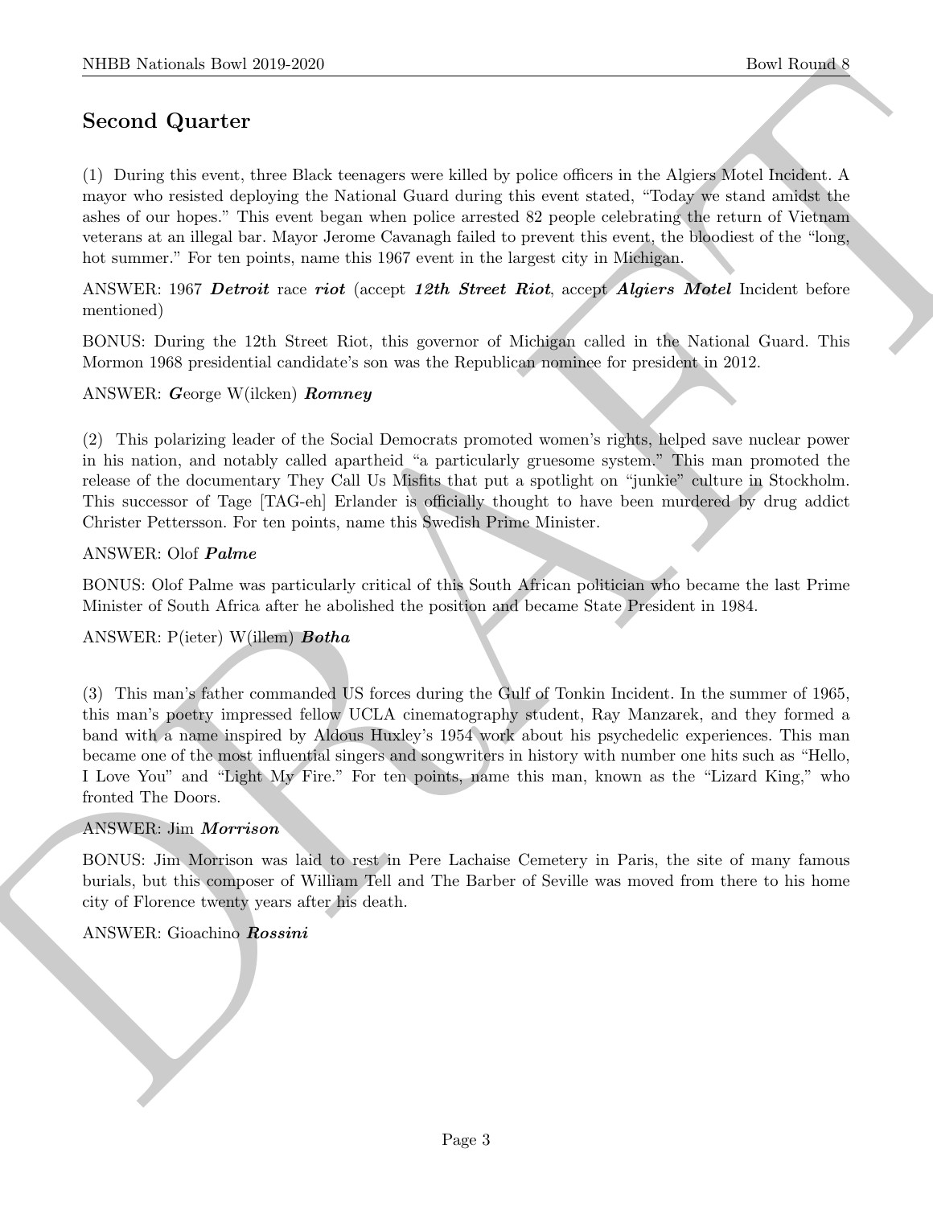## Second Quarter

(1) During this event, three Black teenagers were killed by police officers in the Algiers Motel Incident. A mayor who resisted deploying the National Guard during this event stated, "Today we stand amidst the ashes of our hopes." This event began when police arrested 82 people celebrating the return of Vietnam veterans at an illegal bar. Mayor Jerome Cavanagh failed to prevent this event, the bloodiest of the "long, hot summer." For ten points, name this 1967 event in the largest city in Michigan.

ANSWER: 1967 ***Detroit*** race ***riot*** (accept ***12th Street Riot***, accept ***Algiers Motel*** Incident before mentioned)

BONUS: During the 12th Street Riot, this governor of Michigan called in the National Guard. This Mormon 1968 presidential candidate's son was the Republican nominee for president in 2012.

ANSWER: ***G***eorge W(ilcken) ***Romney***

(2) This polarizing leader of the Social Democrats promoted women's rights, helped save nuclear power in his nation, and notably called apartheid "a particularly gruesome system." This man promoted the release of the documentary They Call Us Misfits that put a spotlight on "junkie" culture in Stockholm. This successor of Tage [TAG-eh] Erlander is officially thought to have been murdered by drug addict Christer Pettersson. For ten points, name this Swedish Prime Minister.

ANSWER: Olof ***Palme***

BONUS: Olof Palme was particularly critical of this South African politician who became the last Prime Minister of South Africa after he abolished the position and became State President in 1984.

ANSWER: P(ieter) W(illem) ***Botha***

(3) This man's father commanded US forces during the Gulf of Tonkin Incident. In the summer of 1965, this man's poetry impressed fellow UCLA cinematography student, Ray Manzarek, and they formed a band with a name inspired by Aldous Huxley's 1954 work about his psychedelic experiences. This man became one of the most influential singers and songwriters in history with number one hits such as "Hello, I Love You" and "Light My Fire." For ten points, name this man, known as the "Lizard King," who fronted The Doors.

ANSWER: Jim ***Morrison***

BONUS: Jim Morrison was laid to rest in Pere Lachaise Cemetery in Paris, the site of many famous burials, but this composer of William Tell and The Barber of Seville was moved from there to his home city of Florence twenty years after his death.

ANSWER: Gioachino ***Rossini***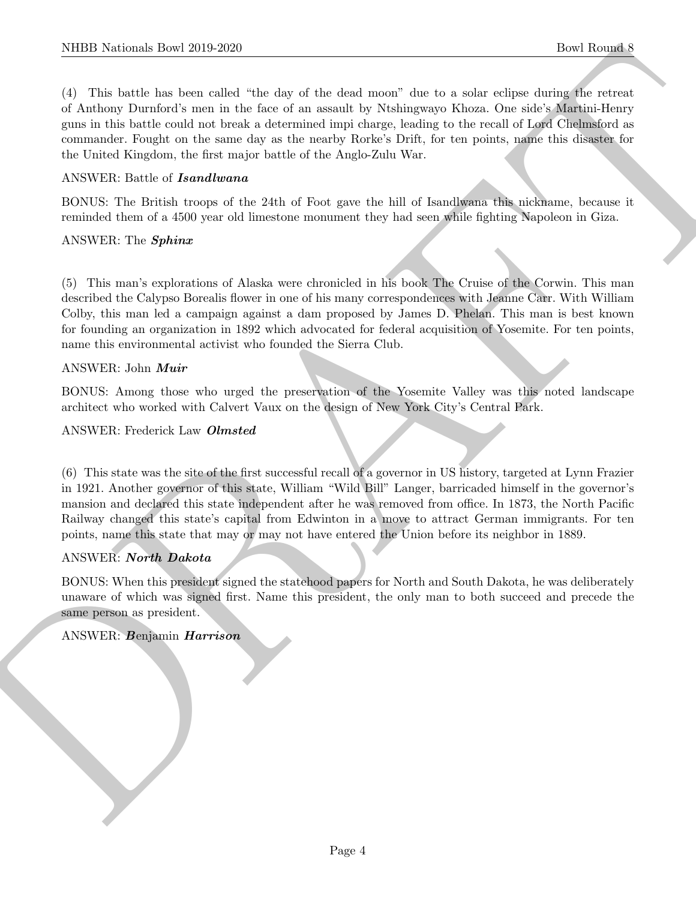(4) This battle has been called "the day of the dead moon" due to a solar eclipse during the retreat of Anthony Durnford's men in the face of an assault by Ntshingwayo Khoza. One side's Martini-Henry guns in this battle could not break a determined impi charge, leading to the recall of Lord Chelmsford as commander. Fought on the same day as the nearby Rorke's Drift, for ten points, name this disaster for the United Kingdom, the first major battle of the Anglo-Zulu War.

ANSWER: Battle of ***Isandlwana***

BONUS: The British troops of the 24th of Foot gave the hill of Isandlwana this nickname, because it reminded them of a 4500 year old limestone monument they had seen while fighting Napoleon in Giza.

ANSWER: The ***Sphinx***

(5) This man's explorations of Alaska were chronicled in his book The Cruise of the Corwin. This man described the Calypso Borealis flower in one of his many correspondences with Jeanne Carr. With William Colby, this man led a campaign against a dam proposed by James D. Phelan. This man is best known for founding an organization in 1892 which advocated for federal acquisition of Yosemite. For ten points, name this environmental activist who founded the Sierra Club.

ANSWER: John ***Muir***

BONUS: Among those who urged the preservation of the Yosemite Valley was this noted landscape architect who worked with Calvert Vaux on the design of New York City's Central Park.

ANSWER: Frederick Law ***Olmsted***

(6) This state was the site of the first successful recall of a governor in US history, targeted at Lynn Frazier in 1921. Another governor of this state, William "Wild Bill" Langer, barricaded himself in the governor's mansion and declared this state independent after he was removed from office. In 1873, the North Pacific Railway changed this state's capital from Edwinton in a move to attract German immigrants. For ten points, name this state that may or may not have entered the Union before its neighbor in 1889.

ANSWER: ***North Dakota***

BONUS: When this president signed the statehood papers for North and South Dakota, he was deliberately unaware of which was signed first. Name this president, the only man to both succeed and precede the same person as president.

ANSWER: ***B***enjamin ***Harrison***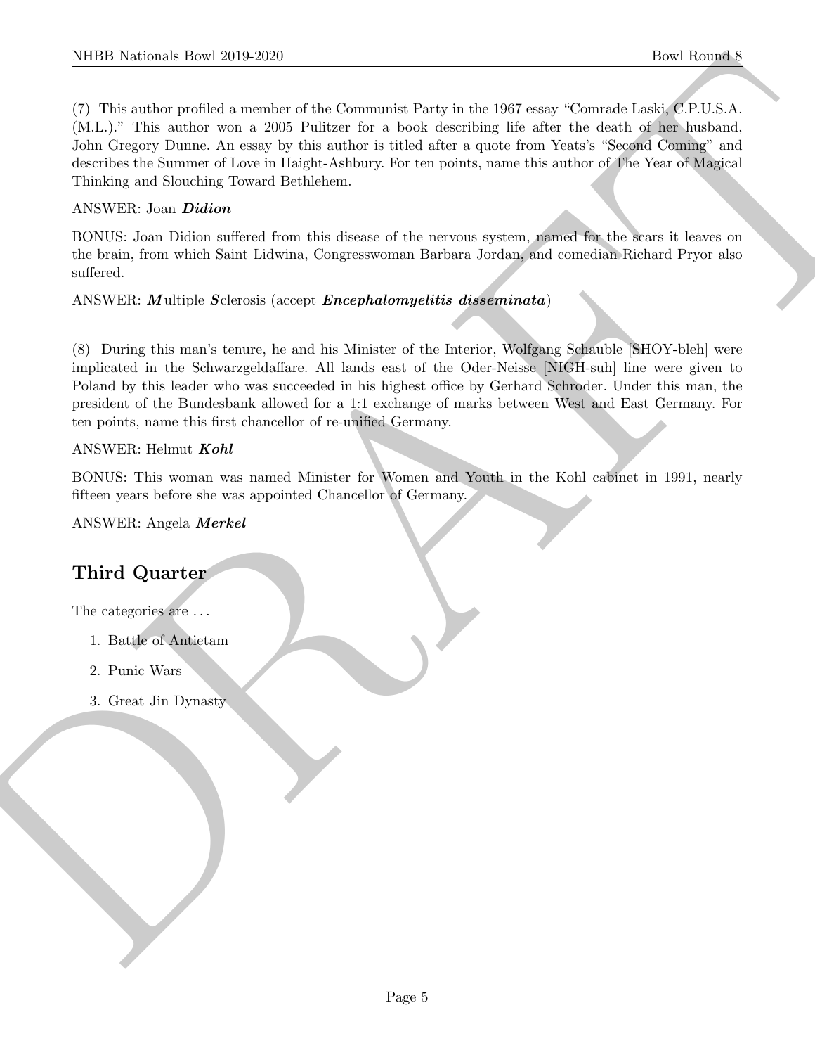(7) This author profiled a member of the Communist Party in the 1967 essay "Comrade Laski, C.P.U.S.A. (M.L.)." This author won a 2005 Pulitzer for a book describing life after the death of her husband, John Gregory Dunne. An essay by this author is titled after a quote from Yeats's "Second Coming" and describes the Summer of Love in Haight-Ashbury. For ten points, name this author of The Year of Magical Thinking and Slouching Toward Bethlehem.

ANSWER: Joan ***Didion***

BONUS: Joan Didion suffered from this disease of the nervous system, named for the scars it leaves on the brain, from which Saint Lidwina, Congresswoman Barbara Jordan, and comedian Richard Pryor also suffered.

ANSWER: ***M***ultiple ***S***clerosis (accept ***Encephalomyelitis disseminata***)

(8) During this man's tenure, he and his Minister of the Interior, Wolfgang Schauble [SHOY-bleh] were implicated in the Schwarzgeldaffare. All lands east of the Oder-Neisse [NIGH-suh] line were given to Poland by this leader who was succeeded in his highest office by Gerhard Schroder. Under this man, the president of the Bundesbank allowed for a 1:1 exchange of marks between West and East Germany. For ten points, name this first chancellor of re-unified Germany.

ANSWER: Helmut ***Kohl***

BONUS: This woman was named Minister for Women and Youth in the Kohl cabinet in 1991, nearly fifteen years before she was appointed Chancellor of Germany.

ANSWER: Angela ***Merkel***

## Third Quarter

The categories are ...

1. Battle of Antietam
2. Punic Wars
3. Great Jin Dynasty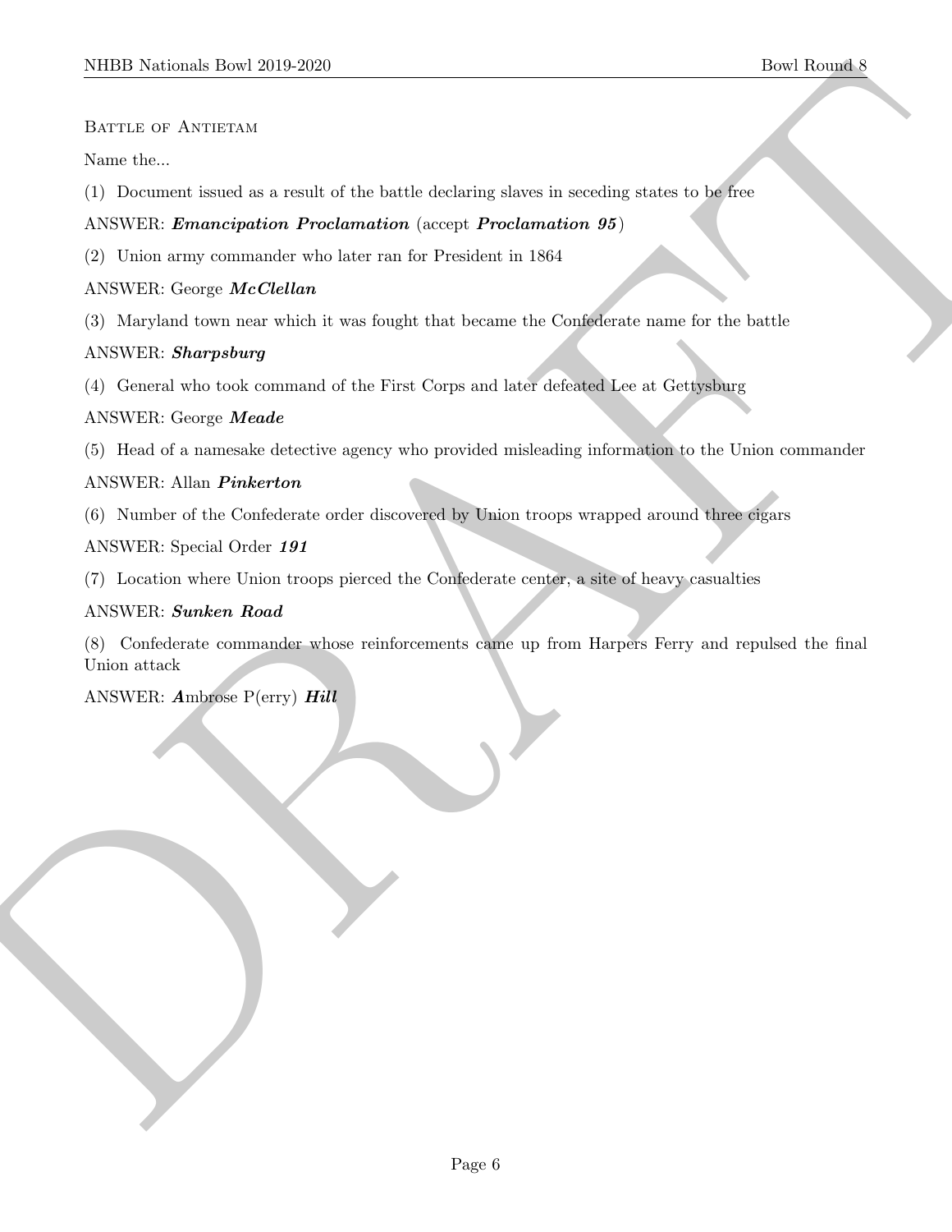Battle of Antietam

Name the...

(1) Document issued as a result of the battle declaring slaves in seceding states to be free

ANSWER: ***Emancipation Proclamation*** (accept ***Proclamation 95***)

(2) Union army commander who later ran for President in 1864

ANSWER: George ***McClellan***

(3) Maryland town near which it was fought that became the Confederate name for the battle

ANSWER: ***Sharpsburg***

(4) General who took command of the First Corps and later defeated Lee at Gettysburg

ANSWER: George ***Meade***

(5) Head of a namesake detective agency who provided misleading information to the Union commander

ANSWER: Allan ***Pinkerton***

(6) Number of the Confederate order discovered by Union troops wrapped around three cigars

ANSWER: Special Order ***191***

(7) Location where Union troops pierced the Confederate center, a site of heavy casualties

ANSWER: ***Sunken Road***

(8) Confederate commander whose reinforcements came up from Harpers Ferry and repulsed the final Union attack

ANSWER: ***A***mbrose P(erry) ***Hill***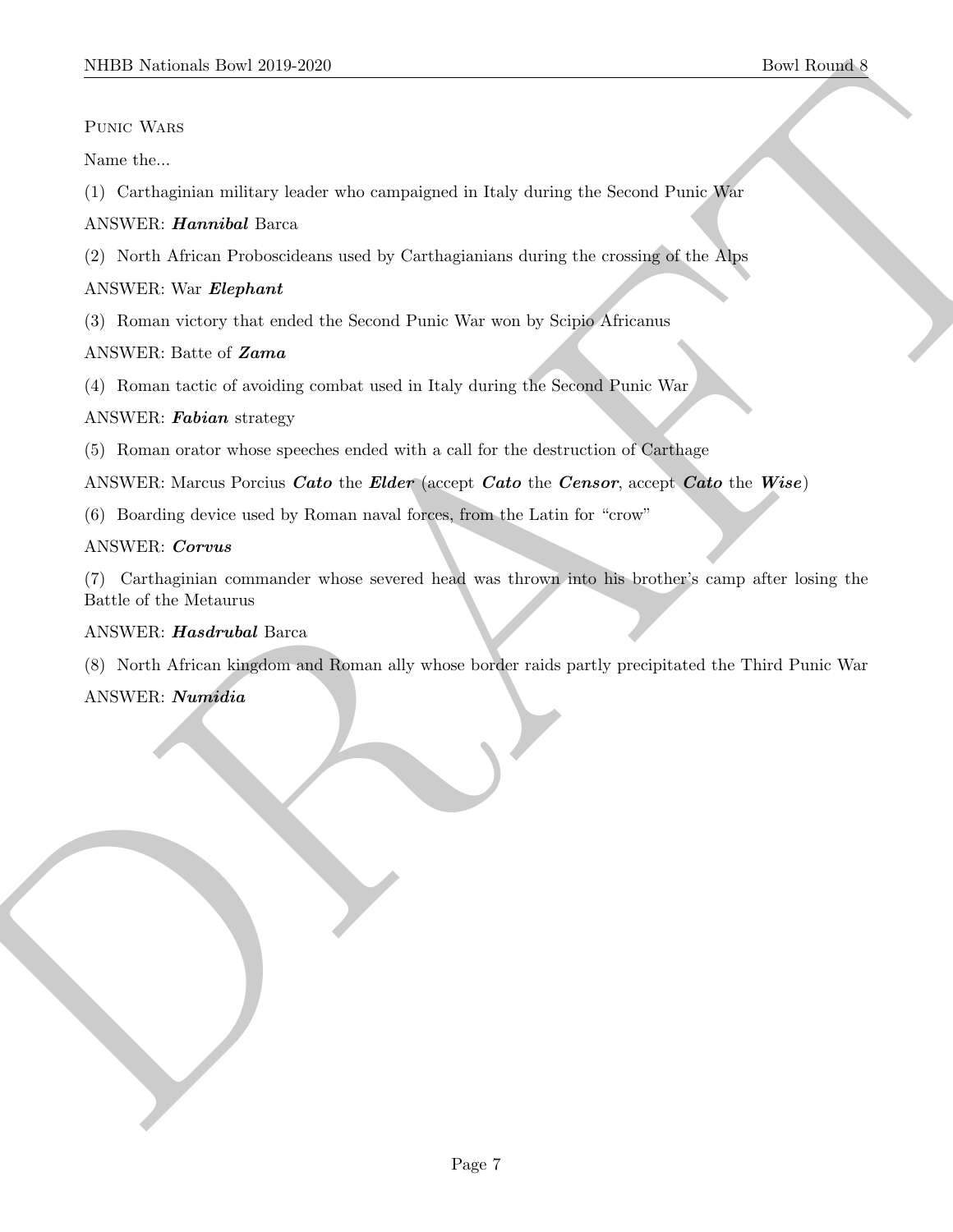Punic Wars

Name the...

(1) Carthaginian military leader who campaigned in Italy during the Second Punic War

ANSWER: ***Hannibal*** Barca

(2) North African Proboscideans used by Carthagianians during the crossing of the Alps

ANSWER: War ***Elephant***

(3) Roman victory that ended the Second Punic War won by Scipio Africanus

ANSWER: Batte of ***Zama***

(4) Roman tactic of avoiding combat used in Italy during the Second Punic War

ANSWER: ***Fabian*** strategy

(5) Roman orator whose speeches ended with a call for the destruction of Carthage

ANSWER: Marcus Porcius ***Cato*** the ***Elder*** (accept ***Cato*** the ***Censor***, accept ***Cato*** the ***Wise***)

(6) Boarding device used by Roman naval forces, from the Latin for "crow"

ANSWER: ***Corvus***

(7) Carthaginian commander whose severed head was thrown into his brother's camp after losing the Battle of the Metaurus

ANSWER: ***Hasdrubal*** Barca

(8) North African kingdom and Roman ally whose border raids partly precipitated the Third Punic War

ANSWER: ***Numidia***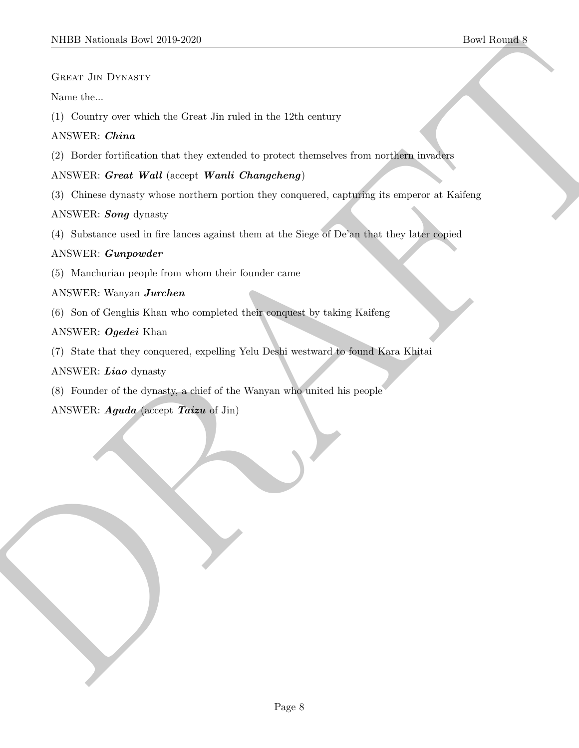Great Jin Dynasty

Name the...

(1) Country over which the Great Jin ruled in the 12th century

ANSWER: ***China***

(2) Border fortification that they extended to protect themselves from northern invaders

ANSWER: ***Great Wall*** (accept ***Wanli Changcheng***)

(3) Chinese dynasty whose northern portion they conquered, capturing its emperor at Kaifeng

ANSWER: ***Song*** dynasty

(4) Substance used in fire lances against them at the Siege of De'an that they later copied

ANSWER: ***Gunpowder***

(5) Manchurian people from whom their founder came

ANSWER: Wanyan ***Jurchen***

(6) Son of Genghis Khan who completed their conquest by taking Kaifeng

ANSWER: ***Ogedei*** Khan

(7) State that they conquered, expelling Yelu Deshi westward to found Kara Khitai

ANSWER: ***Liao*** dynasty

(8) Founder of the dynasty, a chief of the Wanyan who united his people

ANSWER: ***Aguda*** (accept ***Taizu*** of Jin)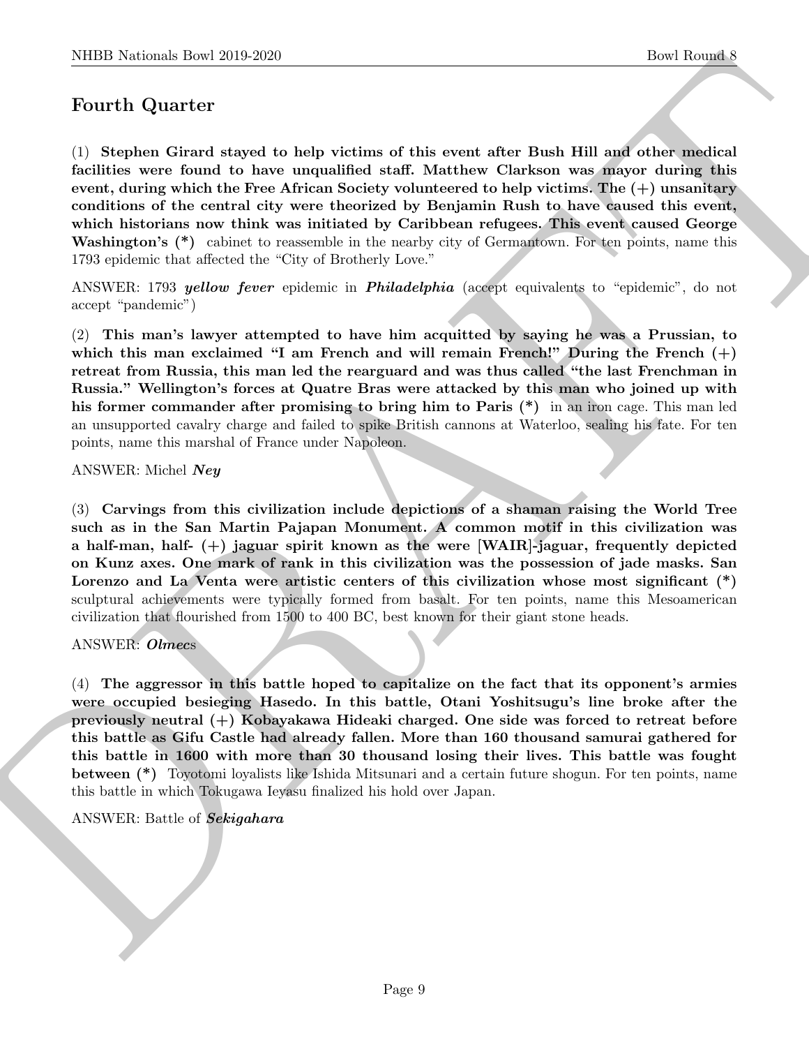## Fourth Quarter

(1) **Stephen Girard stayed to help victims of this event after Bush Hill and other medical facilities were found to have unqualified staff. Matthew Clarkson was mayor during this event, during which the Free African Society volunteered to help victims. The (+) unsanitary conditions of the central city were theorized by Benjamin Rush to have caused this event, which historians now think was initiated by Caribbean refugees. This event caused George Washington's (*)** cabinet to reassemble in the nearby city of Germantown. For ten points, name this 1793 epidemic that affected the "City of Brotherly Love."

ANSWER: 1793 ***yellow fever*** epidemic in ***Philadelphia*** (accept equivalents to "epidemic", do not accept "pandemic")

(2) **This man's lawyer attempted to have him acquitted by saying he was a Prussian, to which this man exclaimed "I am French and will remain French!" During the French (+) retreat from Russia, this man led the rearguard and was thus called "the last Frenchman in Russia." Wellington's forces at Quatre Bras were attacked by this man who joined up with his former commander after promising to bring him to Paris (*)** in an iron cage. This man led an unsupported cavalry charge and failed to spike British cannons at Waterloo, sealing his fate. For ten points, name this marshal of France under Napoleon.

ANSWER: Michel ***Ney***

(3) **Carvings from this civilization include depictions of a shaman raising the World Tree such as in the San Martin Pajapan Monument. A common motif in this civilization was a half-man, half- (+) jaguar spirit known as the were [WAIR]-jaguar, frequently depicted on Kunz axes. One mark of rank in this civilization was the possession of jade masks. San Lorenzo and La Venta were artistic centers of this civilization whose most significant (*)** sculptural achievements were typically formed from basalt. For ten points, name this Mesoamerican civilization that flourished from 1500 to 400 BC, best known for their giant stone heads.

ANSWER: ***Olmec***s

(4) **The aggressor in this battle hoped to capitalize on the fact that its opponent's armies were occupied besieging Hasedo. In this battle, Otani Yoshitsugu's line broke after the previously neutral (+) Kobayakawa Hideaki charged. One side was forced to retreat before this battle as Gifu Castle had already fallen. More than 160 thousand samurai gathered for this battle in 1600 with more than 30 thousand losing their lives. This battle was fought between (*)** Toyotomi loyalists like Ishida Mitsunari and a certain future shogun. For ten points, name this battle in which Tokugawa Ieyasu finalized his hold over Japan.

ANSWER: Battle of ***Sekigahara***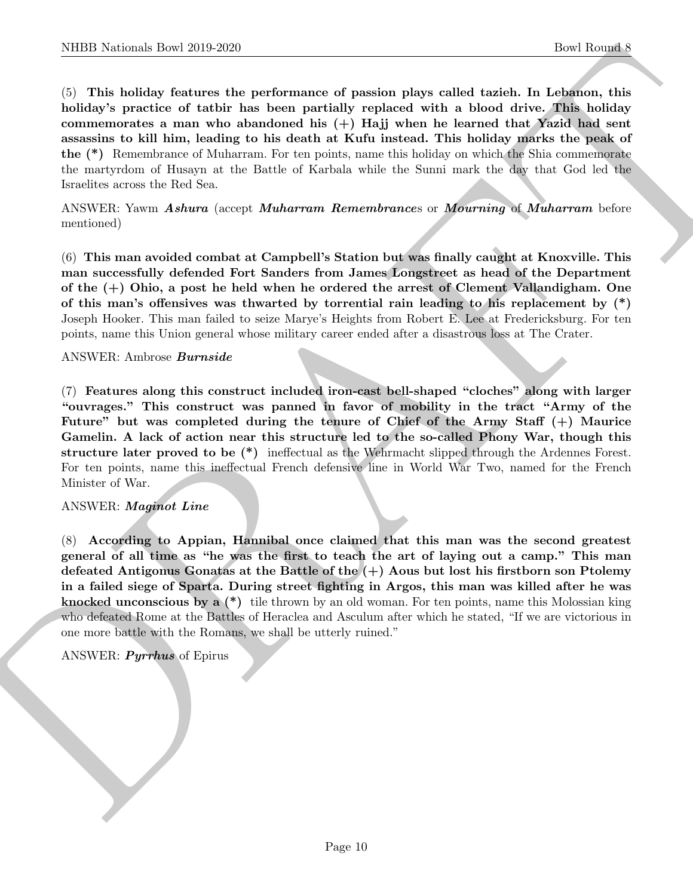(5) **This holiday features the performance of passion plays called tazieh. In Lebanon, this holiday's practice of tatbir has been partially replaced with a blood drive. This holiday commemorates a man who abandoned his (+) Hajj when he learned that Yazid had sent assassins to kill him, leading to his death at Kufu instead. This holiday marks the peak of the (\*)** Remembrance of Muharram. For ten points, name this holiday on which the Shia commemorate the martyrdom of Husayn at the Battle of Karbala while the Sunni mark the day that God led the Israelites across the Red Sea.

ANSWER: Yawm ***Ashura*** (accept ***Muharram Remembrance***s or ***Mourning*** of ***Muharram*** before mentioned)

(6) **This man avoided combat at Campbell's Station but was finally caught at Knoxville. This man successfully defended Fort Sanders from James Longstreet as head of the Department of the (+) Ohio, a post he held when he ordered the arrest of Clement Vallandigham. One of this man's offensives was thwarted by torrential rain leading to his replacement by (\*)** Joseph Hooker. This man failed to seize Marye's Heights from Robert E. Lee at Fredericksburg. For ten points, name this Union general whose military career ended after a disastrous loss at The Crater.

ANSWER: Ambrose ***Burnside***

(7) **Features along this construct included iron-cast bell-shaped "cloches" along with larger "ouvrages." This construct was panned in favor of mobility in the tract "Army of the Future" but was completed during the tenure of Chief of the Army Staff (+) Maurice Gamelin. A lack of action near this structure led to the so-called Phony War, though this structure later proved to be (\*)** ineffectual as the Wehrmacht slipped through the Ardennes Forest. For ten points, name this ineffectual French defensive line in World War Two, named for the French Minister of War.

ANSWER: ***Maginot Line***

(8) **According to Appian, Hannibal once claimed that this man was the second greatest general of all time as "he was the first to teach the art of laying out a camp." This man defeated Antigonus Gonatas at the Battle of the (+) Aous but lost his firstborn son Ptolemy in a failed siege of Sparta. During street fighting in Argos, this man was killed after he was knocked unconscious by a (\*)** tile thrown by an old woman. For ten points, name this Molossian king who defeated Rome at the Battles of Heraclea and Asculum after which he stated, "If we are victorious in one more battle with the Romans, we shall be utterly ruined."

ANSWER: ***Pyrrhus*** of Epirus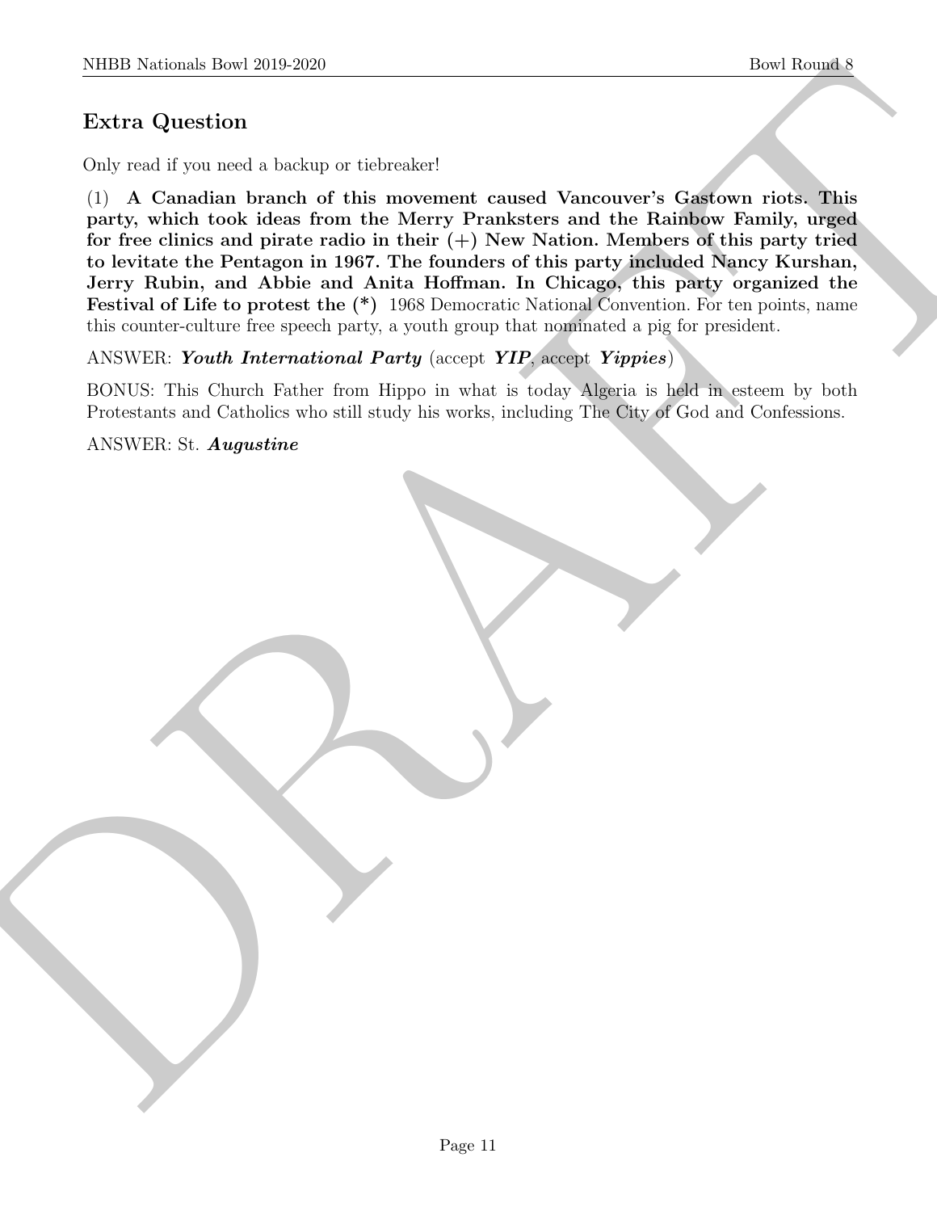## Extra Question

Only read if you need a backup or tiebreaker!

(1) **A Canadian branch of this movement caused Vancouver's Gastown riots. This party, which took ideas from the Merry Pranksters and the Rainbow Family, urged for free clinics and pirate radio in their (+) New Nation. Members of this party tried to levitate the Pentagon in 1967. The founders of this party included Nancy Kurshan, Jerry Rubin, and Abbie and Anita Hoffman. In Chicago, this party organized the Festival of Life to protest the (*)** 1968 Democratic National Convention. For ten points, name this counter-culture free speech party, a youth group that nominated a pig for president.

ANSWER: ***Youth International Party*** (accept ***YIP***, accept ***Yippies***)

BONUS: This Church Father from Hippo in what is today Algeria is held in esteem by both Protestants and Catholics who still study his works, including The City of God and Confessions.

ANSWER: St. ***Augustine***